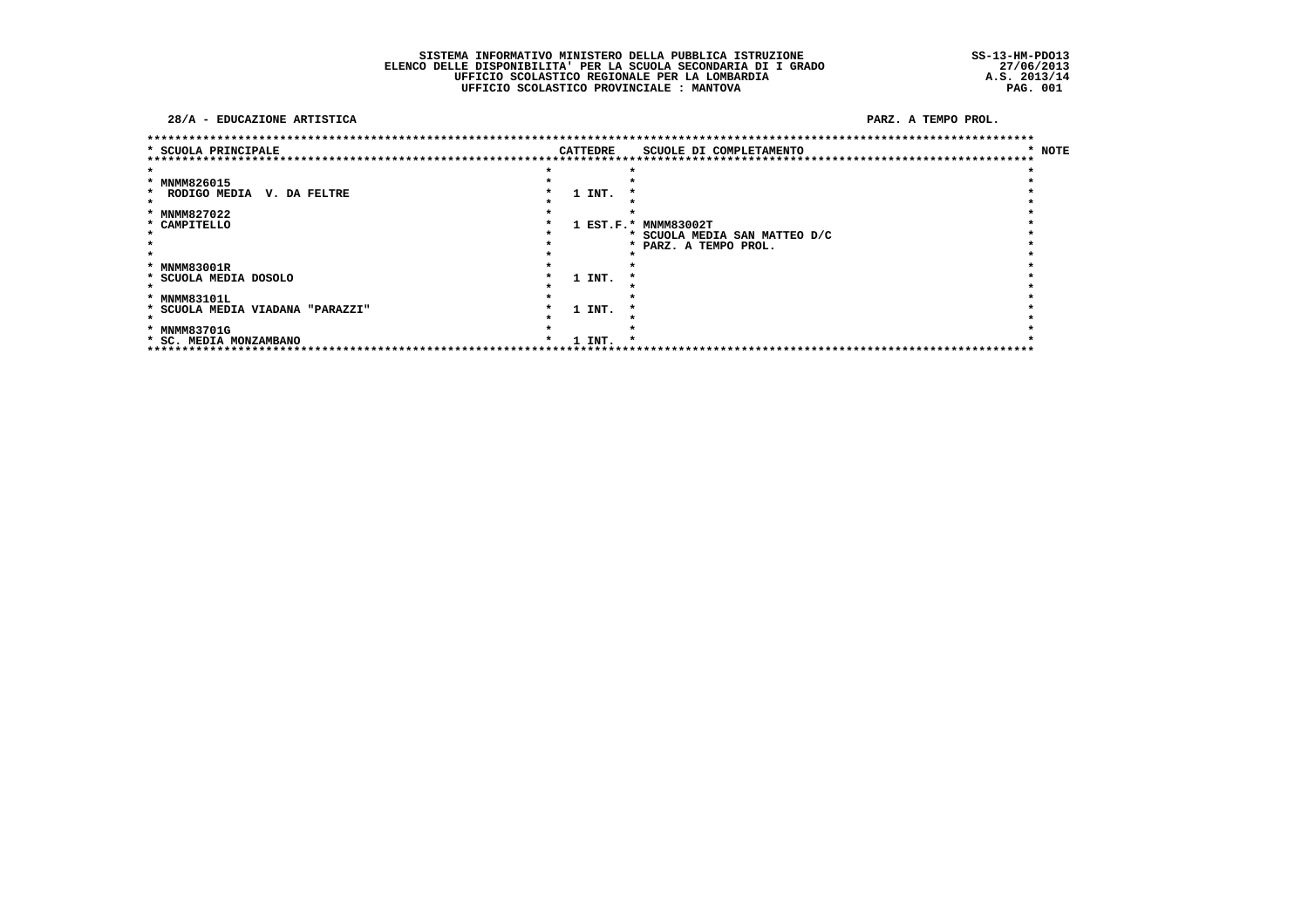**SISTEMA INFORMATIVO MINISTERO DELLA PUBBLICA ISTRUZIONE**
**ELENCO DELLE DISPONIBILITA' PER LA SCUOLA SECONDARIA DI I GRADO**
**UFFICIO SCOLASTICO REGIONALE PER LA LOMBARDIA**
**UFFICIO SCOLASTICO PROVINCIALE : MANTOVA**

SS-13-HM-PDO13
27/06/2013
A.S. 2013/14

**28/A - EDUCAZIONE ARTISTICA** — PARZ. A TEMPO PROL.

| SCUOLA PRINCIPALE | CATTEDRE | SCUOLE DI COMPLETAMENTO | NOTE |
|---|---|---|---|
| MNMM826015<br>RODIGO MEDIA V. DA FELTRE | 1 INT. | | |
| MNMM827022<br>CAMPITELLO | 1 EST.F. | MNMM83002T<br>SCUOLA MEDIA SAN MATTEO D/C<br>PARZ. A TEMPO PROL. | |
| MNMM83001R<br>SCUOLA MEDIA DOSOLO | 1 INT. | | |
| MNMM83101L<br>SCUOLA MEDIA VIADANA "PARAZZI" | 1 INT. | | |
| MNMM83701G<br>SC. MEDIA MONZAMBANO | 1 INT. | | |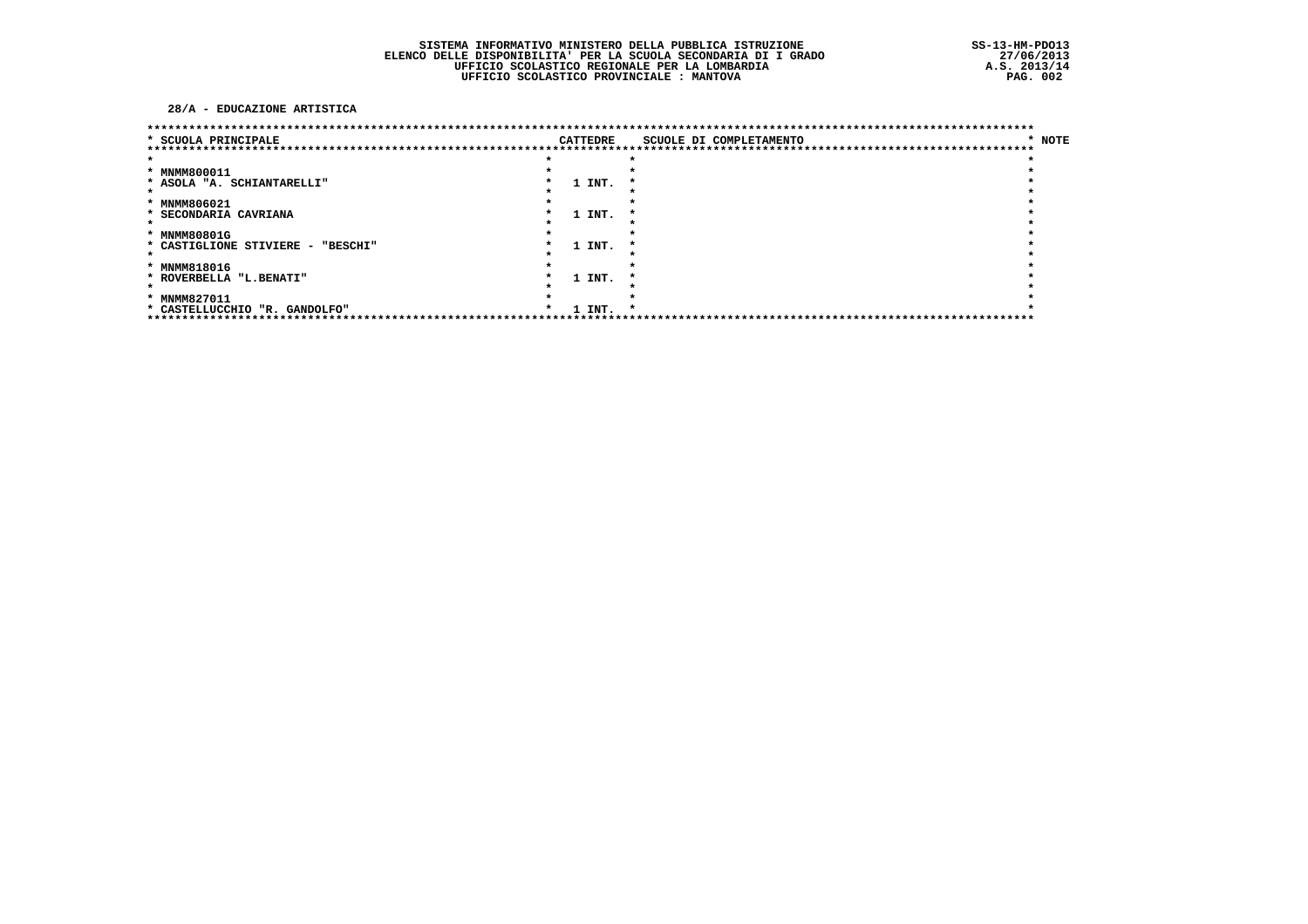SISTEMA INFORMATIVO MINISTERO DELLA PUBBLICA ISTRUZIONE
ELENCO DELLE DISPONIBILITA' PER LA SCUOLA SECONDARIA DI I GRADO
UFFICIO SCOLASTICO REGIONALE PER LA LOMBARDIA
UFFICIO SCOLASTICO PROVINCIALE : MANTOVA

SS-13-HM-PDO13
27/06/2013
A.S. 2013/14

**28/A - EDUCAZIONE ARTISTICA**

| SCUOLA PRINCIPALE | CATTEDRE | SCUOLE DI COMPLETAMENTO | NOTE |
|---|---|---|---|
| MNMM800011<br>ASOLA "A. SCHIANTARELLI" | 1 INT. | | |
| MNMM806021<br>SECONDARIA CAVRIANA | 1 INT. | | |
| MNMM80801G<br>CASTIGLIONE STIVIERE - "BESCHI" | 1 INT. | | |
| MNMM818016<br>ROVERBELLA "L.BENATI" | 1 INT. | | |
| MNMM827011<br>CASTELLUCCHIO "R. GANDOLFO" | 1 INT. | | |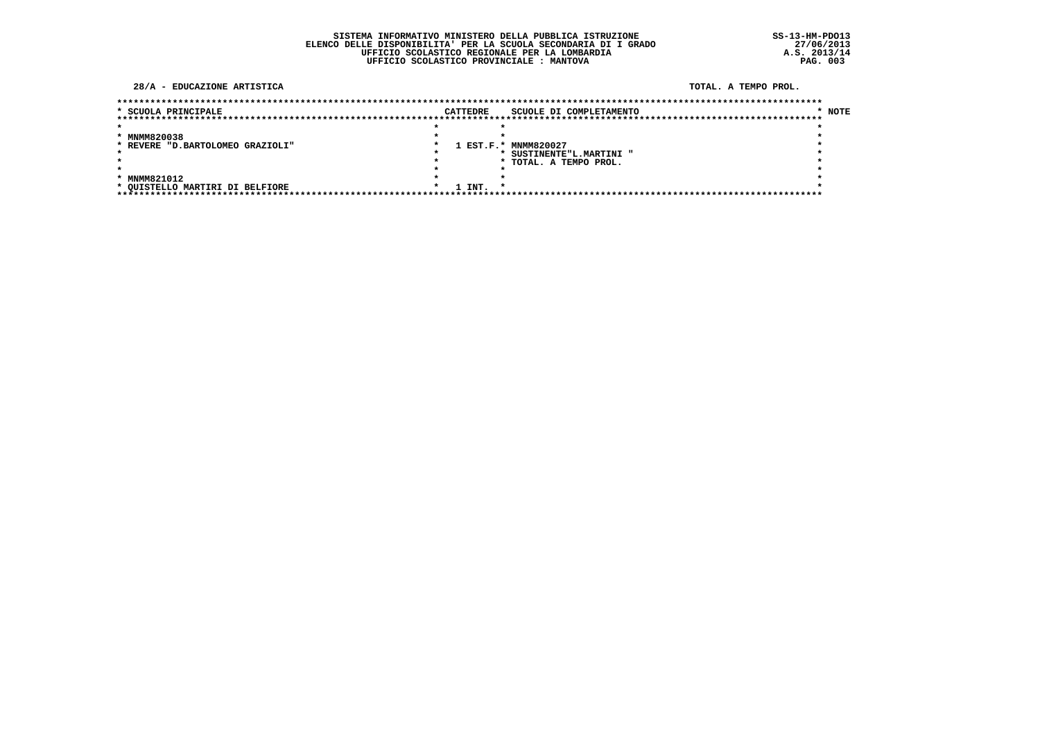**SISTEMA INFORMATIVO MINISTERO DELLA PUBBLICA ISTRUZIONE**
**ELENCO DELLE DISPONIBILITA' PER LA SCUOLA SECONDARIA DI I GRADO**
**UFFICIO SCOLASTICO REGIONALE PER LA LOMBARDIA**
**UFFICIO SCOLASTICO PROVINCIALE : MANTOVA**

SS-13-HM-PDO13
27/06/2013
A.S. 2013/14

**28/A - EDUCAZIONE ARTISTICA** — TOTAL. A TEMPO PROL.

| SCUOLA PRINCIPALE | CATTEDRE | SCUOLE DI COMPLETAMENTO | NOTE |
|---|---|---|---|
| MNMM820038<br>REVERE "D.BARTOLOMEO GRAZIOLI" | 1 EST.F. | MNMM820027<br>SUSTINENTE"L.MARTINI "<br>TOTAL. A TEMPO PROL. | |
| MNMM821012<br>QUISTELLO MARTIRI DI BELFIORE | 1 INT. | | |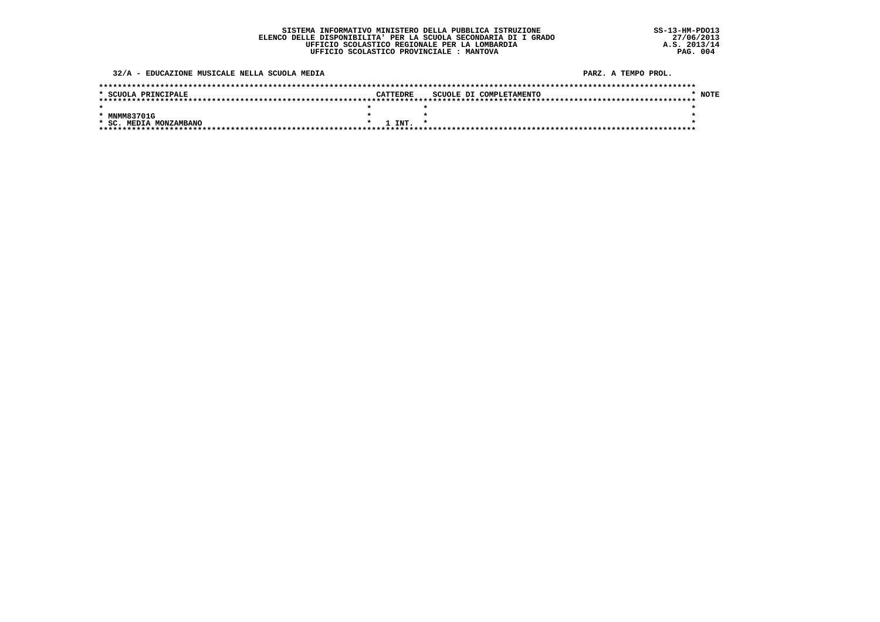SISTEMA INFORMATIVO MINISTERO DELLA PUBBLICA ISTRUZIONE
ELENCO DELLE DISPONIBILITA' PER LA SCUOLA SECONDARIA DI I GRADO
UFFICIO SCOLASTICO REGIONALE PER LA LOMBARDIA
UFFICIO SCOLASTICO PROVINCIALE : MANTOVA

SS-13-HM-PDO13
27/06/2013
A.S. 2013/14

32/A - EDUCAZIONE MUSICALE NELLA SCUOLA MEDIA

PARZ. A TEMPO PROL.

| SCUOLA PRINCIPALE | CATTEDRE | SCUOLE DI COMPLETAMENTO | NOTE |
| --- | --- | --- | --- |
| MNMM83701G<br>SC. MEDIA MONZAMBANO | 1 INT. | | |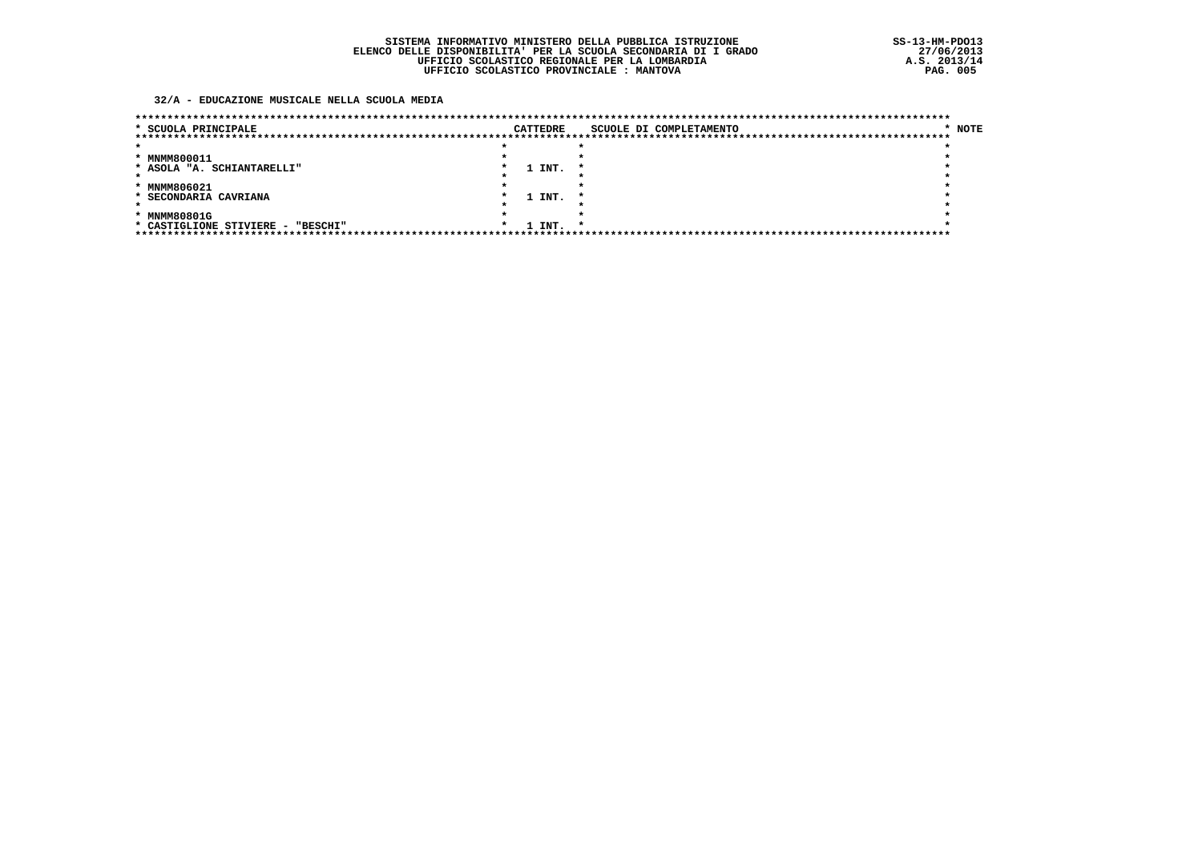SISTEMA INFORMATIVO MINISTERO DELLA PUBBLICA ISTRUZIONE
ELENCO DELLE DISPONIBILITA' PER LA SCUOLA SECONDARIA DI I GRADO
UFFICIO SCOLASTICO REGIONALE PER LA LOMBARDIA
UFFICIO SCOLASTICO PROVINCIALE : MANTOVA

SS-13-HM-PDO13
27/06/2013
A.S. 2013/14

## 32/A - EDUCAZIONE MUSICALE NELLA SCUOLA MEDIA

| SCUOLA PRINCIPALE | CATTEDRE | SCUOLE DI COMPLETAMENTO | NOTE |
|---|---|---|---|
| MNMM800011<br>ASOLA "A. SCHIANTARELLI" | 1 INT. | | |
| MNMM806021<br>SECONDARIA CAVRIANA | 1 INT. | | |
| MNMM80801G<br>CASTIGLIONE STIVIERE - "BESCHI" | 1 INT. | | |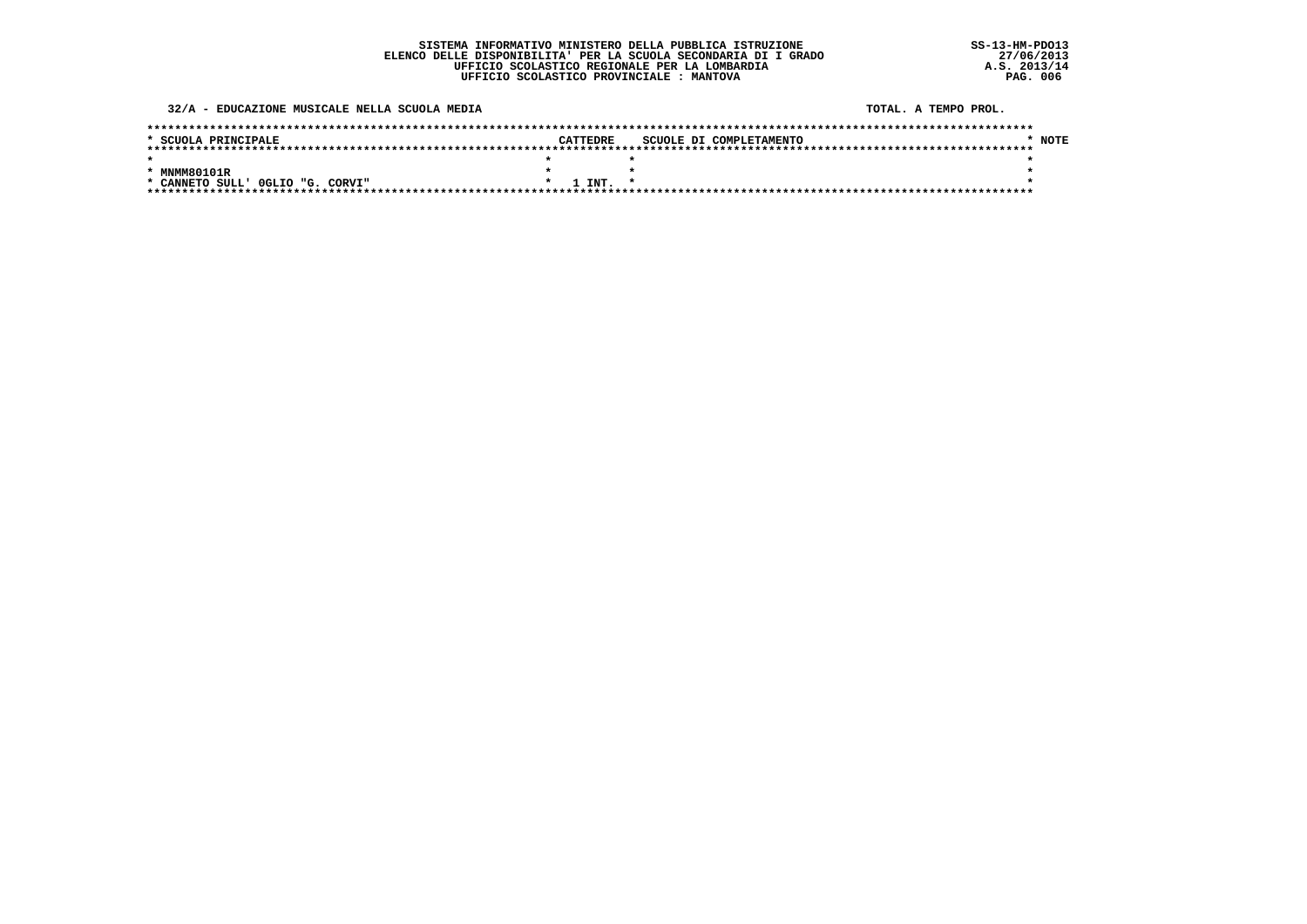SISTEMA INFORMATIVO MINISTERO DELLA PUBBLICA ISTRUZIONE
ELENCO DELLE DISPONIBILITA' PER LA SCUOLA SECONDARIA DI I GRADO
UFFICIO SCOLASTICO REGIONALE PER LA LOMBARDIA
UFFICIO SCOLASTICO PROVINCIALE : MANTOVA

SS-13-HM-PDO13
27/06/2013
A.S. 2013/14

**32/A - EDUCAZIONE MUSICALE NELLA SCUOLA MEDIA** — TOTAL. A TEMPO PROL.

| SCUOLA PRINCIPALE | CATTEDRE | SCUOLE DI COMPLETAMENTO | NOTE |
|---|---|---|---|
| MNMM80101R<br>CANNETO SULL' OGLIO "G. CORVI" | 1 INT. | | |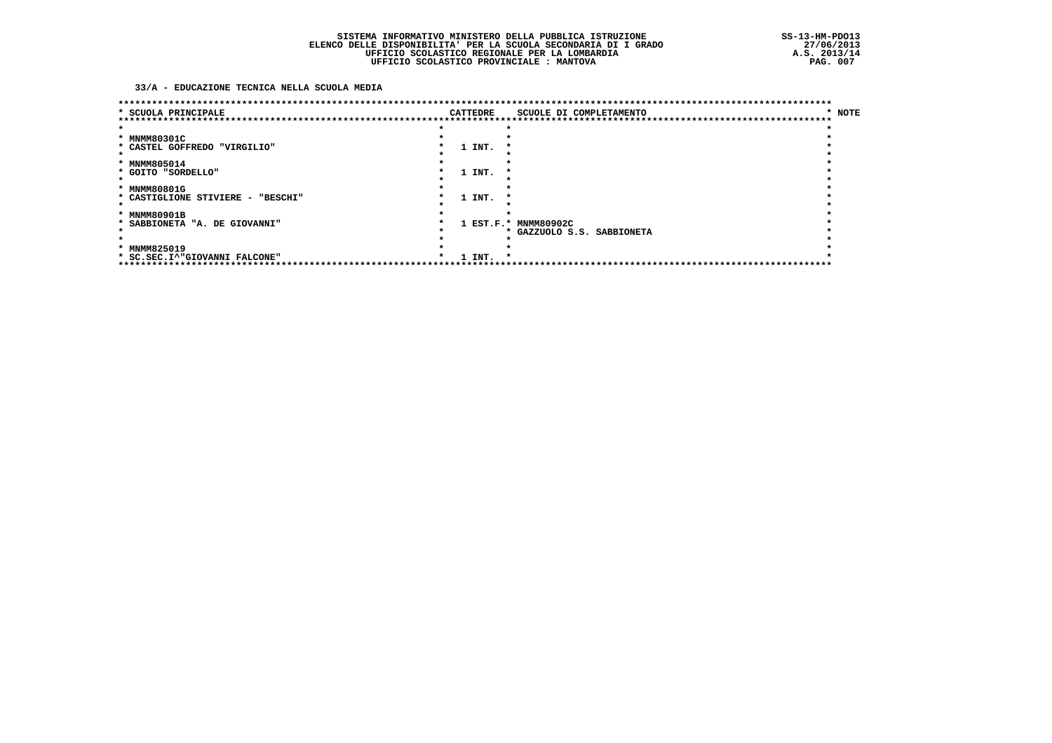SISTEMA INFORMATIVO MINISTERO DELLA PUBBLICA ISTRUZIONE
ELENCO DELLE DISPONIBILITA' PER LA SCUOLA SECONDARIA DI I GRADO
UFFICIO SCOLASTICO REGIONALE PER LA LOMBARDIA
UFFICIO SCOLASTICO PROVINCIALE : MANTOVA

SS-13-HM-PDO13
27/06/2013
A.S. 2013/14

**33/A - EDUCAZIONE TECNICA NELLA SCUOLA MEDIA**

| SCUOLA PRINCIPALE | CATTEDRE | SCUOLE DI COMPLETAMENTO | NOTE |
|---|---|---|---|
| MNMM80301C<br>CASTEL GOFFREDO "VIRGILIO" | 1 INT. | | |
| MNMM805014<br>GOITO "SORDELLO" | 1 INT. | | |
| MNMM80801G<br>CASTIGLIONE STIVIERE - "BESCHI" | 1 INT. | | |
| MNMM80901B<br>SABBIONETA "A. DE GIOVANNI" | 1 EST.F. | MNMM80902C<br>GAZZUOLO S.S. SABBIONETA | |
| MNMM825019<br>SC.SEC.I^"GIOVANNI FALCONE" | 1 INT. | | |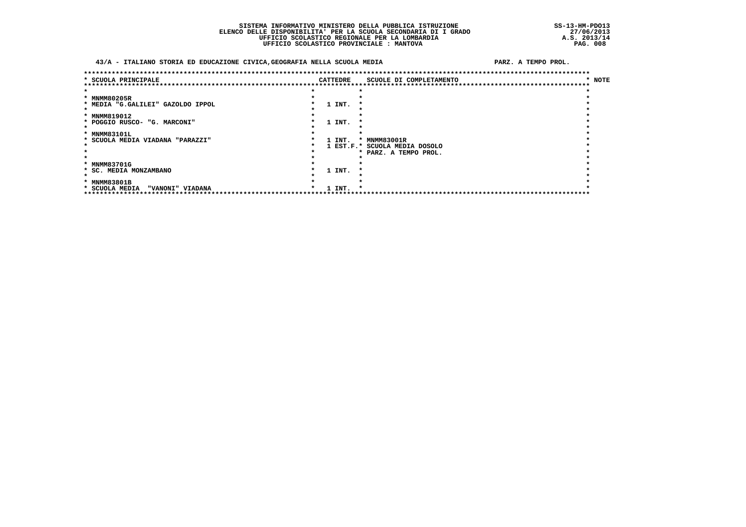**SISTEMA INFORMATIVO MINISTERO DELLA PUBBLICA ISTRUZIONE**
**ELENCO DELLE DISPONIBILITA' PER LA SCUOLA SECONDARIA DI I GRADO**
**UFFICIO SCOLASTICO REGIONALE PER LA LOMBARDIA**
**UFFICIO SCOLASTICO PROVINCIALE : MANTOVA**

SS-13-HM-PDO13
27/06/2013
A.S. 2013/14

**43/A - ITALIANO STORIA ED EDUCAZIONE CIVICA,GEOGRAFIA NELLA SCUOLA MEDIA** — **PARZ. A TEMPO PROL.**

| SCUOLA PRINCIPALE | CATTEDRE | SCUOLE DI COMPLETAMENTO | NOTE |
|---|---|---|---|
| MNMM80205R<br>MEDIA "G.GALILEI" GAZOLDO IPPOL | 1 INT. | | |
| MNMM819012<br>POGGIO RUSCO- "G. MARCONI" | 1 INT. | | |
| MNMM83101L<br>SCUOLA MEDIA VIADANA "PARAZZI" | 1 INT.<br>1 EST.F. | MNMM83001R<br>SCUOLA MEDIA DOSOLO<br>PARZ. A TEMPO PROL. | |
| MNMM83701G<br>SC. MEDIA MONZAMBANO | 1 INT. | | |
| MNMM83801B<br>SCUOLA MEDIA "VANONI" VIADANA | 1 INT. | | |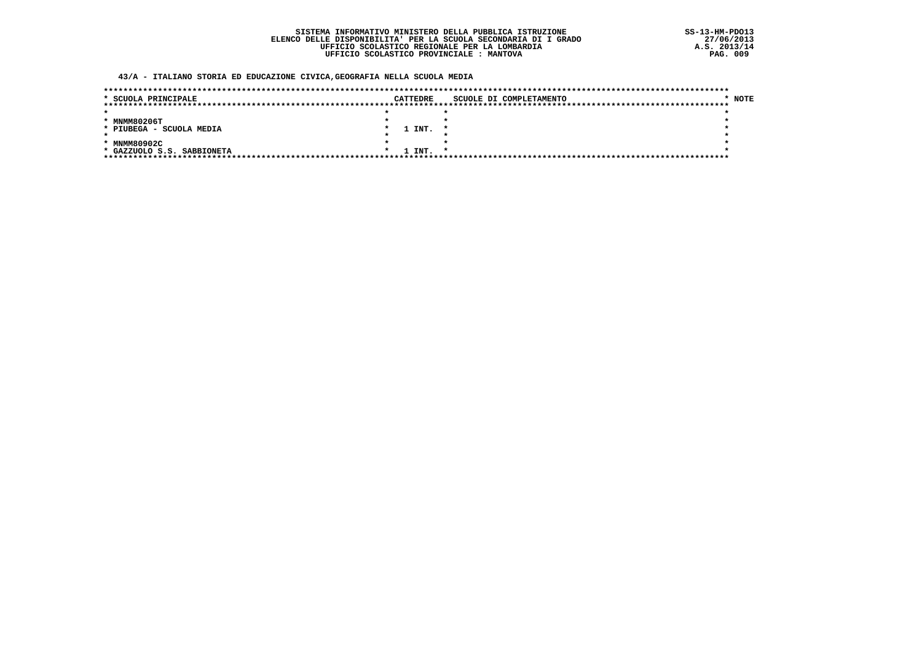SISTEMA INFORMATIVO MINISTERO DELLA PUBBLICA ISTRUZIONE
ELENCO DELLE DISPONIBILITA' PER LA SCUOLA SECONDARIA DI I GRADO
UFFICIO SCOLASTICO REGIONALE PER LA LOMBARDIA
UFFICIO SCOLASTICO PROVINCIALE : MANTOVA

SS-13-HM-PDO13
27/06/2013
A.S. 2013/14

**43/A - ITALIANO STORIA ED EDUCAZIONE CIVICA,GEOGRAFIA NELLA SCUOLA MEDIA**

| SCUOLA PRINCIPALE | CATTEDRE | SCUOLE DI COMPLETAMENTO | NOTE |
|---|---|---|---|
| MNMM80206T<br>PIUBEGA - SCUOLA MEDIA | 1 INT. | | |
| MNMM80902C<br>GAZZUOLO S.S. SABBIONETA | 1 INT. | | |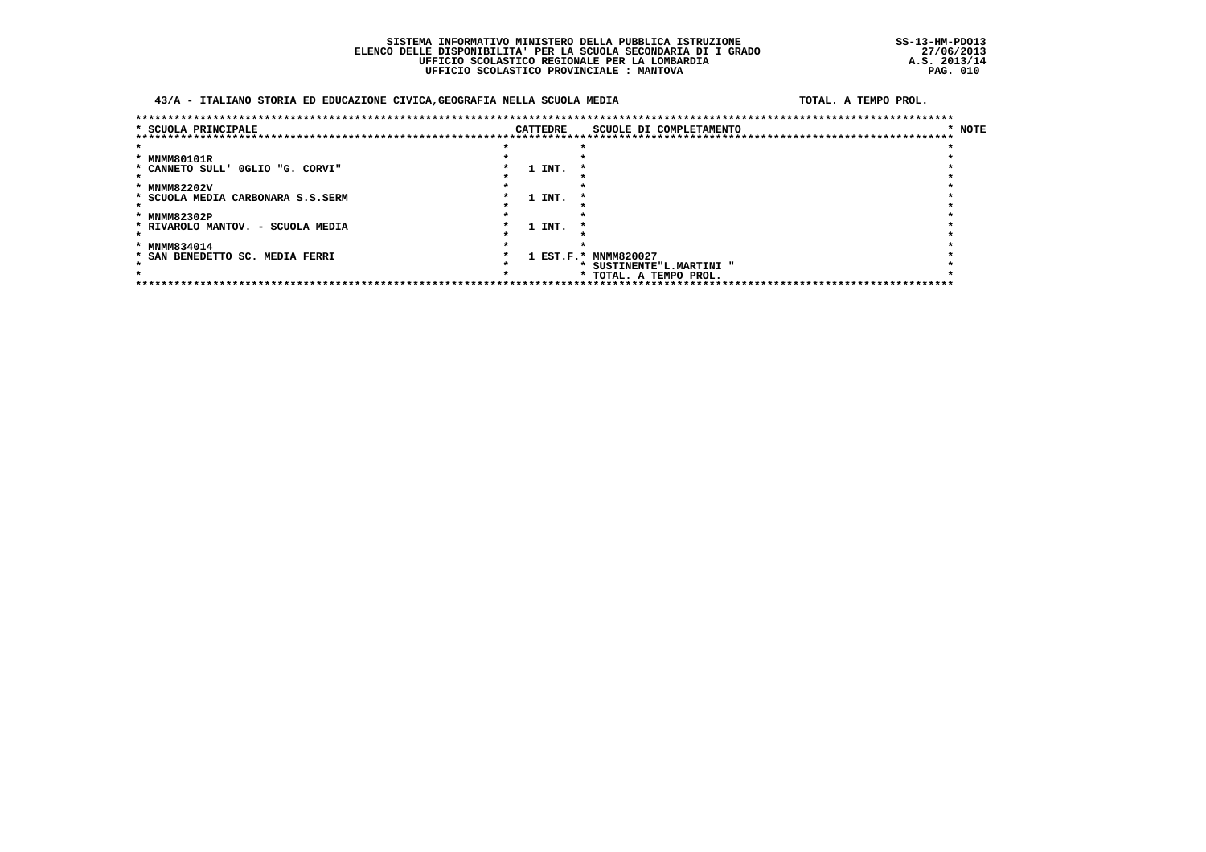SISTEMA INFORMATIVO MINISTERO DELLA PUBBLICA ISTRUZIONE
ELENCO DELLE DISPONIBILITA' PER LA SCUOLA SECONDARIA DI I GRADO
UFFICIO SCOLASTICO REGIONALE PER LA LOMBARDIA
UFFICIO SCOLASTICO PROVINCIALE : MANTOVA

SS-13-HM-PDO13
27/06/2013
A.S. 2013/14

**43/A - ITALIANO STORIA ED EDUCAZIONE CIVICA,GEOGRAFIA NELLA SCUOLA MEDIA** — TOTAL. A TEMPO PROL.

| SCUOLA PRINCIPALE | CATTEDRE | SCUOLE DI COMPLETAMENTO | NOTE |
|---|---|---|---|
| MNMM80101R<br>CANNETO SULL' OGLIO "G. CORVI" | 1 INT. | | |
| MNMM82202V<br>SCUOLA MEDIA CARBONARA S.S.SERM | 1 INT. | | |
| MNMM82302P<br>RIVAROLO MANTOV. - SCUOLA MEDIA | 1 INT. | | |
| MNMM834014<br>SAN BENEDETTO SC. MEDIA FERRI | 1 EST.F. | MNMM820027<br>SUSTINENTE"L.MARTINI "<br>TOTAL. A TEMPO PROL. | |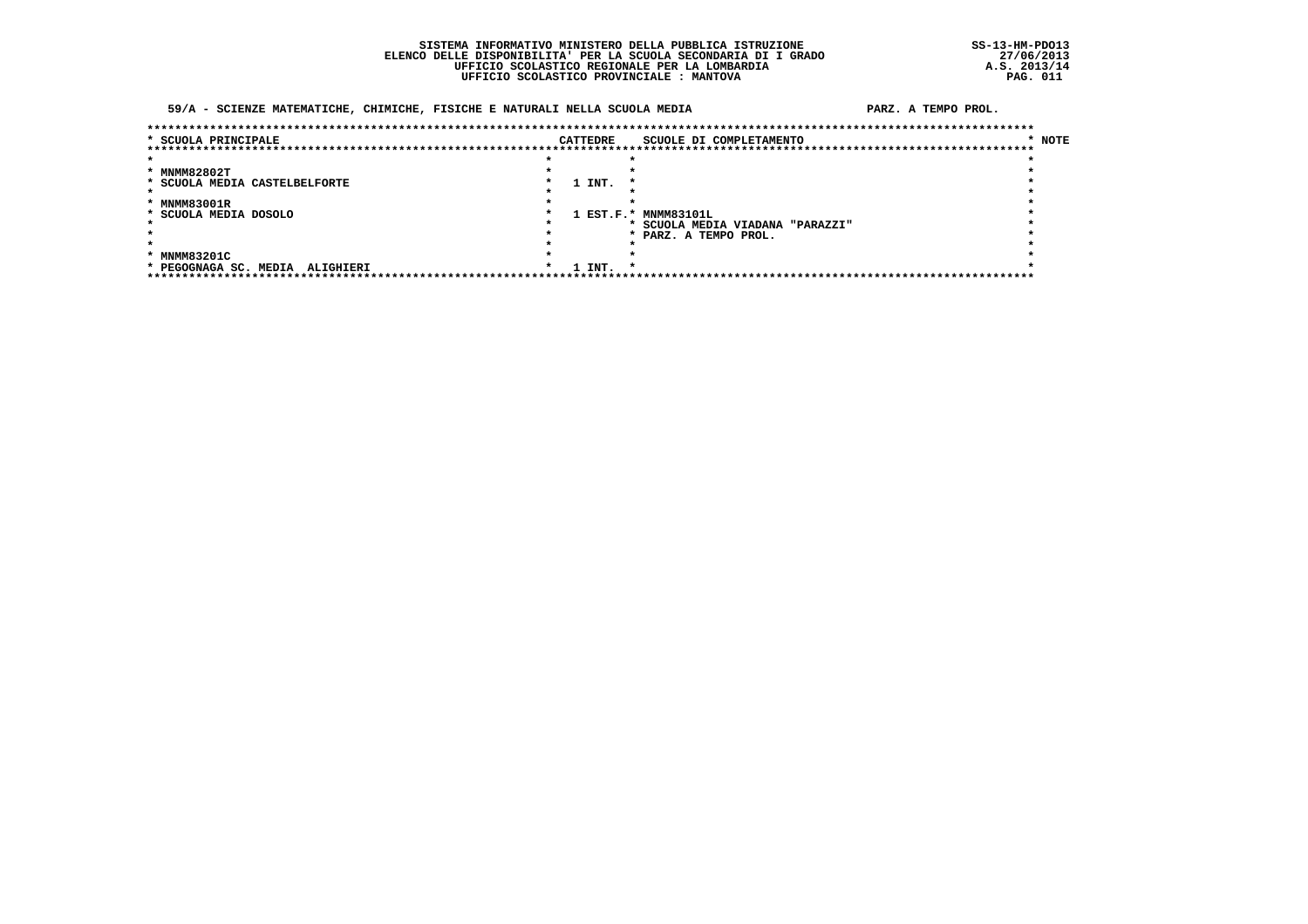SISTEMA INFORMATIVO MINISTERO DELLA PUBBLICA ISTRUZIONE
ELENCO DELLE DISPONIBILITA' PER LA SCUOLA SECONDARIA DI I GRADO
UFFICIO SCOLASTICO REGIONALE PER LA LOMBARDIA
UFFICIO SCOLASTICO PROVINCIALE : MANTOVA

SS-13-HM-PDO13
27/06/2013
A.S. 2013/14

**59/A - SCIENZE MATEMATICHE, CHIMICHE, FISICHE E NATURALI NELLA SCUOLA MEDIA** — PARZ. A TEMPO PROL.

| SCUOLA PRINCIPALE | CATTEDRE | SCUOLE DI COMPLETAMENTO | NOTE |
|---|---|---|---|
| MNMM82802T<br>SCUOLA MEDIA CASTELBELFORTE | 1 INT. | | |
| MNMM83001R<br>SCUOLA MEDIA DOSOLO | 1 EST.F. | MNMM83101L<br>SCUOLA MEDIA VIADANA "PARAZZI"<br>PARZ. A TEMPO PROL. | |
| MNMM83201C<br>PEGOGNAGA SC. MEDIA ALIGHIERI | 1 INT. | | |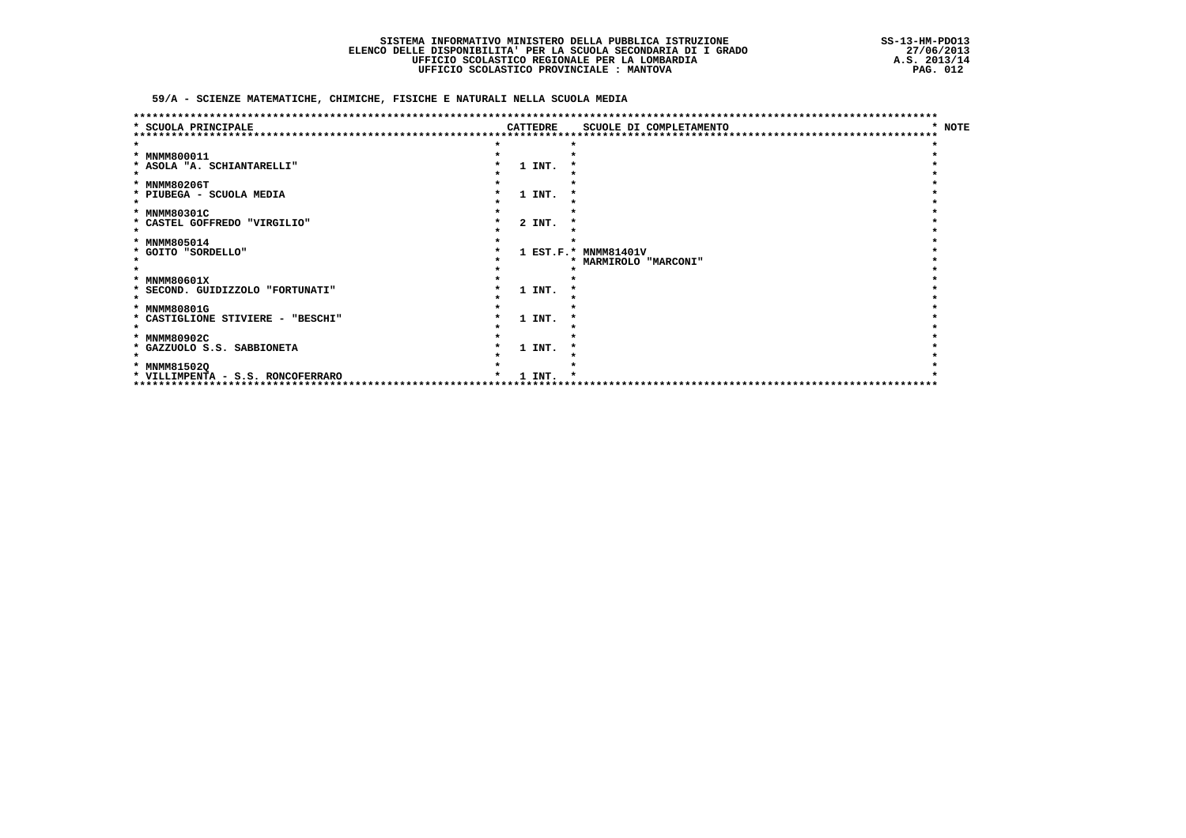SISTEMA INFORMATIVO MINISTERO DELLA PUBBLICA ISTRUZIONE
ELENCO DELLE DISPONIBILITA' PER LA SCUOLA SECONDARIA DI I GRADO
UFFICIO SCOLASTICO REGIONALE PER LA LOMBARDIA
UFFICIO SCOLASTICO PROVINCIALE : MANTOVA

SS-13-HM-PDO13
27/06/2013
A.S. 2013/14

## 59/A - SCIENZE MATEMATICHE, CHIMICHE, FISICHE E NATURALI NELLA SCUOLA MEDIA

| SCUOLA PRINCIPALE | CATTEDRE | SCUOLE DI COMPLETAMENTO | NOTE |
|---|---|---|---|
| MNMM800011<br>ASOLA "A. SCHIANTARELLI" | 1 INT. | | |
| MNMM80206T<br>PIUBEGA - SCUOLA MEDIA | 1 INT. | | |
| MNMM80301C<br>CASTEL GOFFREDO "VIRGILIO" | 2 INT. | | |
| MNMM805014<br>GOITO "SORDELLO" | 1 EST.F. | MNMM81401V<br>MARMIROLO "MARCONI" | |
| MNMM80601X<br>SECOND. GUIDIZZOLO "FORTUNATI" | 1 INT. | | |
| MNMM80801G<br>CASTIGLIONE STIVIERE - "BESCHI" | 1 INT. | | |
| MNMM80902C<br>GAZZUOLO S.S. SABBIONETA | 1 INT. | | |
| MNMM81502Q<br>VILLIMPENTA - S.S. RONCOFERRARO | 1 INT. | | |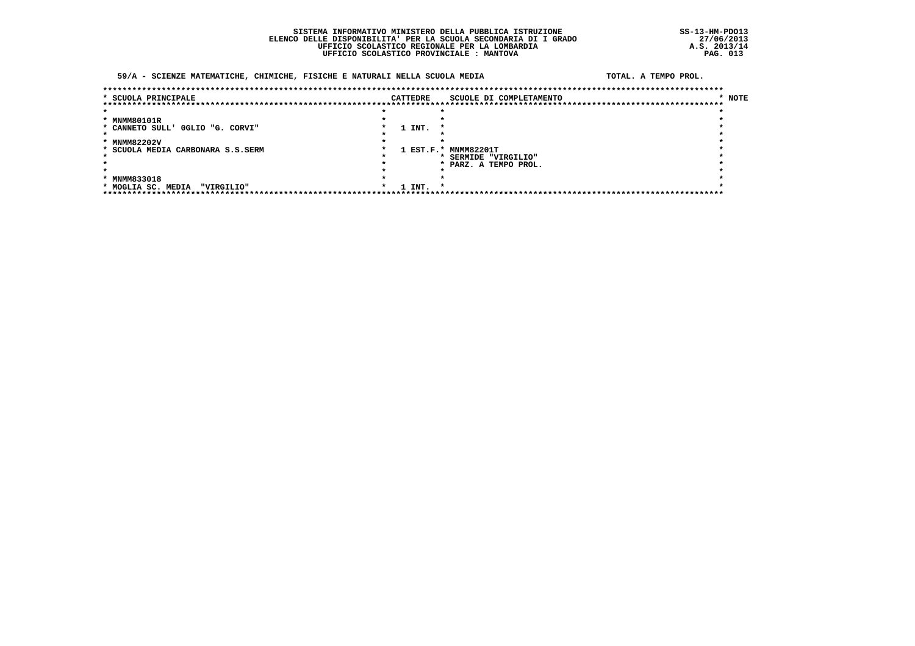SISTEMA INFORMATIVO MINISTERO DELLA PUBBLICA ISTRUZIONE
ELENCO DELLE DISPONIBILITA' PER LA SCUOLA SECONDARIA DI I GRADO
UFFICIO SCOLASTICO REGIONALE PER LA LOMBARDIA
UFFICIO SCOLASTICO PROVINCIALE : MANTOVA

SS-13-HM-PDO13
27/06/2013
A.S. 2013/14

**59/A - SCIENZE MATEMATICHE, CHIMICHE, FISICHE E NATURALI NELLA SCUOLA MEDIA** — TOTAL. A TEMPO PROL.

| SCUOLA PRINCIPALE | CATTEDRE | SCUOLE DI COMPLETAMENTO | NOTE |
|---|---|---|---|
| MNMM80101R<br>CANNETO SULL' OGLIO "G. CORVI" | 1 INT. | | |
| MNMM82202V<br>SCUOLA MEDIA CARBONARA S.S.SERM | 1 EST.F. | MNMM82201T<br>SERMIDE "VIRGILIO"<br>PARZ. A TEMPO PROL. | |
| MNMM833018<br>MOGLIA SC. MEDIA "VIRGILIO" | 1 INT. | | |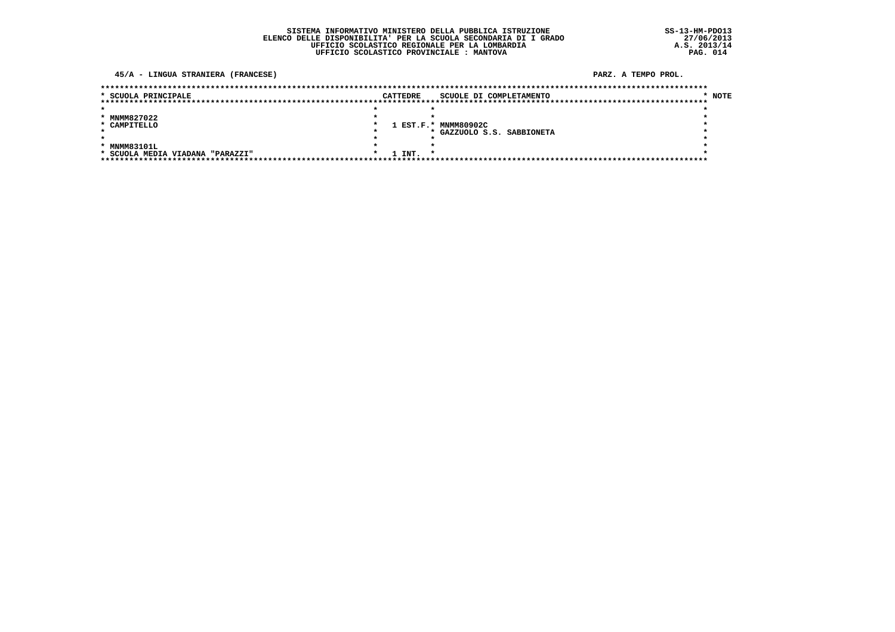SISTEMA INFORMATIVO MINISTERO DELLA PUBBLICA ISTRUZIONE
ELENCO DELLE DISPONIBILITA' PER LA SCUOLA SECONDARIA DI I GRADO
UFFICIO SCOLASTICO REGIONALE PER LA LOMBARDIA
UFFICIO SCOLASTICO PROVINCIALE : MANTOVA

SS-13-HM-PDO13
27/06/2013
A.S. 2013/14

**45/A - LINGUA STRANIERA (FRANCESE)**

**PARZ. A TEMPO PROL.**

| SCUOLA PRINCIPALE | CATTEDRE | SCUOLE DI COMPLETAMENTO | NOTE |
|---|---|---|---|
| MNMM827022<br>CAMPITELLO | 1 EST.F. | MNMM80902C<br>GAZZUOLO S.S. SABBIONETA | |
| MNMM83101L<br>SCUOLA MEDIA VIADANA "PARAZZI" | 1 INT. | | |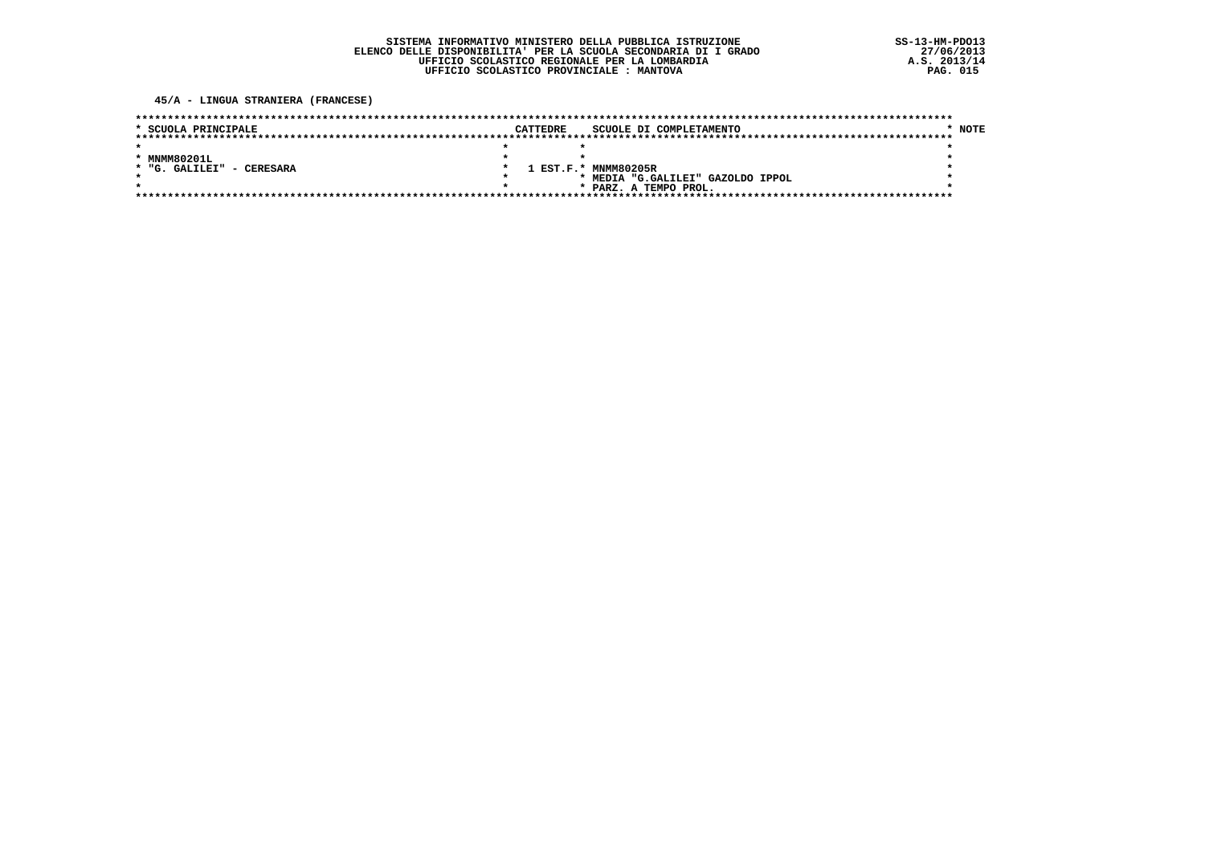SISTEMA INFORMATIVO MINISTERO DELLA PUBBLICA ISTRUZIONE
ELENCO DELLE DISPONIBILITA' PER LA SCUOLA SECONDARIA DI I GRADO
UFFICIO SCOLASTICO REGIONALE PER LA LOMBARDIA
UFFICIO SCOLASTICO PROVINCIALE : MANTOVA

SS-13-HM-PDO13
27/06/2013
A.S. 2013/14

## 45/A - LINGUA STRANIERA (FRANCESE)

| SCUOLA PRINCIPALE | CATTEDRE | SCUOLE DI COMPLETAMENTO | NOTE |
|---|---|---|---|
| MNMM80201L<br>"G. GALILEI" - CERESARA | 1 EST.F. | MNMM80205R<br>MEDIA "G.GALILEI" GAZOLDO IPPOL<br>PARZ. A TEMPO PROL. | |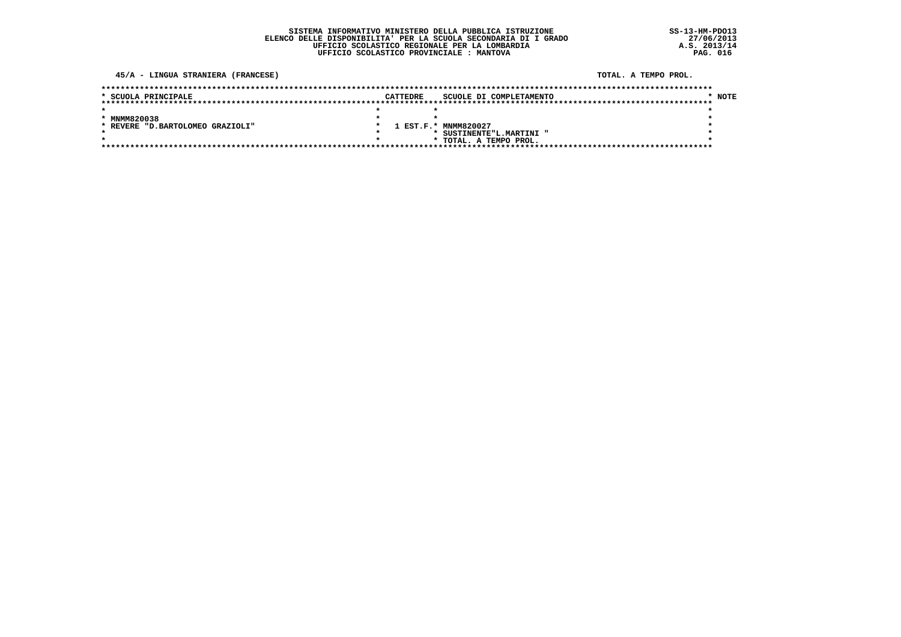SISTEMA INFORMATIVO MINISTERO DELLA PUBBLICA ISTRUZIONE
ELENCO DELLE DISPONIBILITA' PER LA SCUOLA SECONDARIA DI I GRADO
UFFICIO SCOLASTICO REGIONALE PER LA LOMBARDIA
UFFICIO SCOLASTICO PROVINCIALE : MANTOVA

SS-13-HM-PDO13
27/06/2013
A.S. 2013/14

45/A - LINGUA STRANIERA (FRANCESE) TOTAL. A TEMPO PROL.

| SCUOLA PRINCIPALE | CATTEDRE | SCUOLE DI COMPLETAMENTO | NOTE |
|---|---|---|---|
| MNMM820038<br>REVERE "D.BARTOLOMEO GRAZIOLI" | 1 EST.F. | MNMM820027<br>SUSTINENTE"L.MARTINI "<br>TOTAL. A TEMPO PROL. | |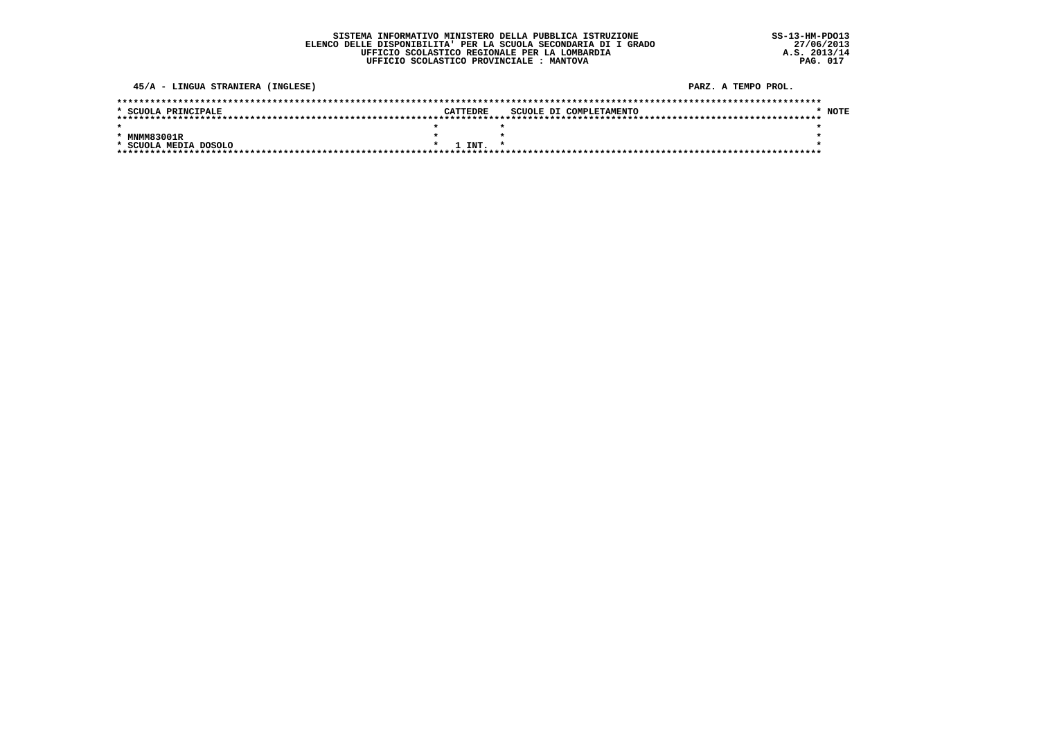SISTEMA INFORMATIVO MINISTERO DELLA PUBBLICA ISTRUZIONE
ELENCO DELLE DISPONIBILITA' PER LA SCUOLA SECONDARIA DI I GRADO
UFFICIO SCOLASTICO REGIONALE PER LA LOMBARDIA
UFFICIO SCOLASTICO PROVINCIALE : MANTOVA

SS-13-HM-PDO13
27/06/2013
A.S. 2013/14

**45/A - LINGUA STRANIERA (INGLESE)** — **PARZ. A TEMPO PROL.**

| SCUOLA PRINCIPALE | CATTEDRE | SCUOLE DI COMPLETAMENTO | NOTE |
|---|---|---|---|
| MNMM83001R<br>SCUOLA MEDIA DOSOLO | 1 INT. | | |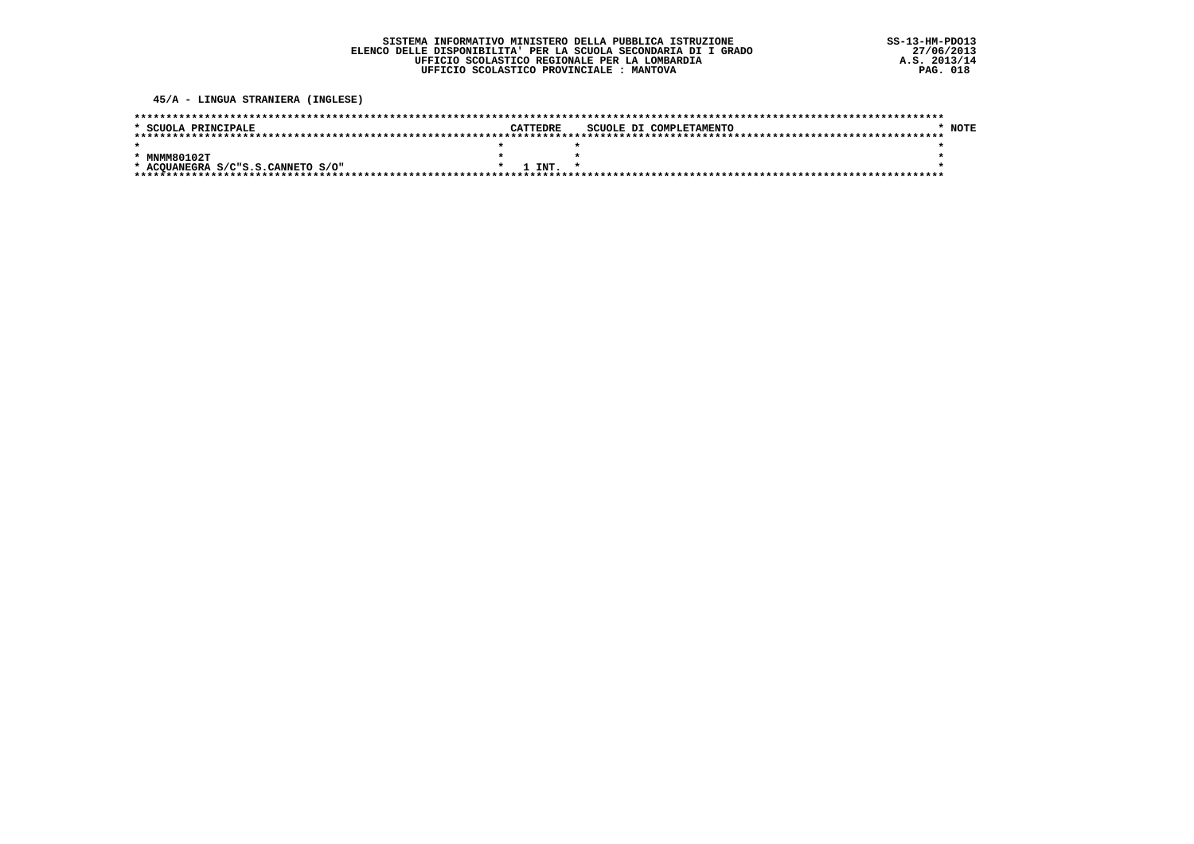**SISTEMA INFORMATIVO MINISTERO DELLA PUBBLICA ISTRUZIONE**
**ELENCO DELLE DISPONIBILITA' PER LA SCUOLA SECONDARIA DI I GRADO**
**UFFICIO SCOLASTICO REGIONALE PER LA LOMBARDIA**
**UFFICIO SCOLASTICO PROVINCIALE : MANTOVA**

SS-13-HM-PDO13
27/06/2013
A.S. 2013/14

## 45/A - LINGUA STRANIERA (INGLESE)

| SCUOLA PRINCIPALE | CATTEDRE | SCUOLE DI COMPLETAMENTO | NOTE |
|---|---|---|---|
| MNMM80102T<br>ACQUANEGRA S/C"S.S.CANNETO S/O" | 1 INT. | | |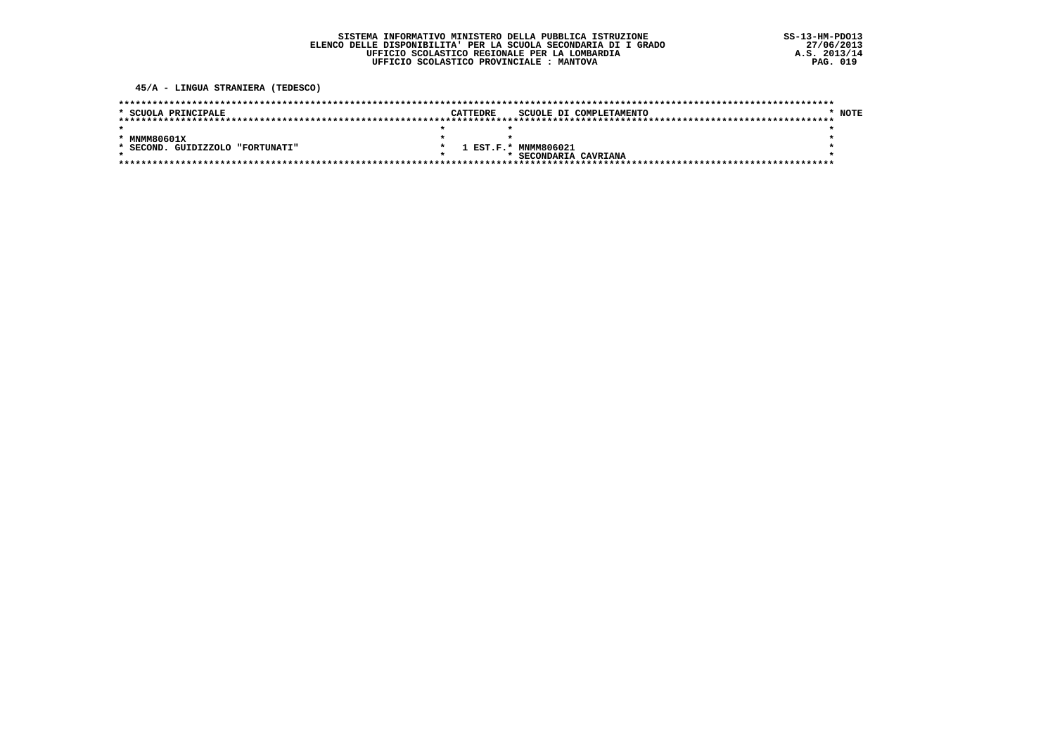SISTEMA INFORMATIVO MINISTERO DELLA PUBBLICA ISTRUZIONE
ELENCO DELLE DISPONIBILITA' PER LA SCUOLA SECONDARIA DI I GRADO
UFFICIO SCOLASTICO REGIONALE PER LA LOMBARDIA
UFFICIO SCOLASTICO PROVINCIALE : MANTOVA

SS-13-HM-PDO13
27/06/2013
A.S. 2013/14

## 45/A - LINGUA STRANIERA (TEDESCO)

| SCUOLA PRINCIPALE | CATTEDRE | SCUOLE DI COMPLETAMENTO | NOTE |
|---|---|---|---|
| MNMM80601X<br>SECOND. GUIDIZZOLO "FORTUNATI" | 1 EST.F. | MNMM806021<br>SECONDARIA CAVRIANA | |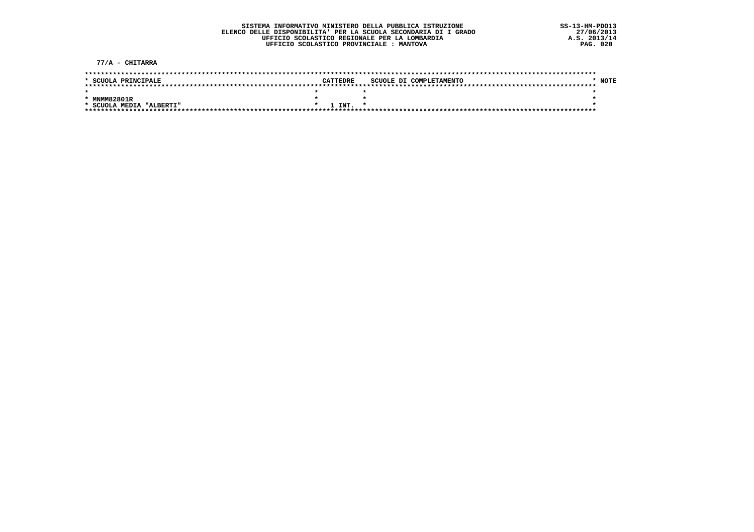**SISTEMA INFORMATIVO MINISTERO DELLA PUBBLICA ISTRUZIONE**
**ELENCO DELLE DISPONIBILITA' PER LA SCUOLA SECONDARIA DI I GRADO**
**UFFICIO SCOLASTICO REGIONALE PER LA LOMBARDIA**
**UFFICIO SCOLASTICO PROVINCIALE : MANTOVA**

SS-13-HM-PDO13
27/06/2013
A.S. 2013/14

**77/A - CHITARRA**

| SCUOLA PRINCIPALE | CATTEDRE | SCUOLE DI COMPLETAMENTO | NOTE |
|---|---|---|---|
| MNMM82801R<br>SCUOLA MEDIA "ALBERTI" | 1 INT. | | |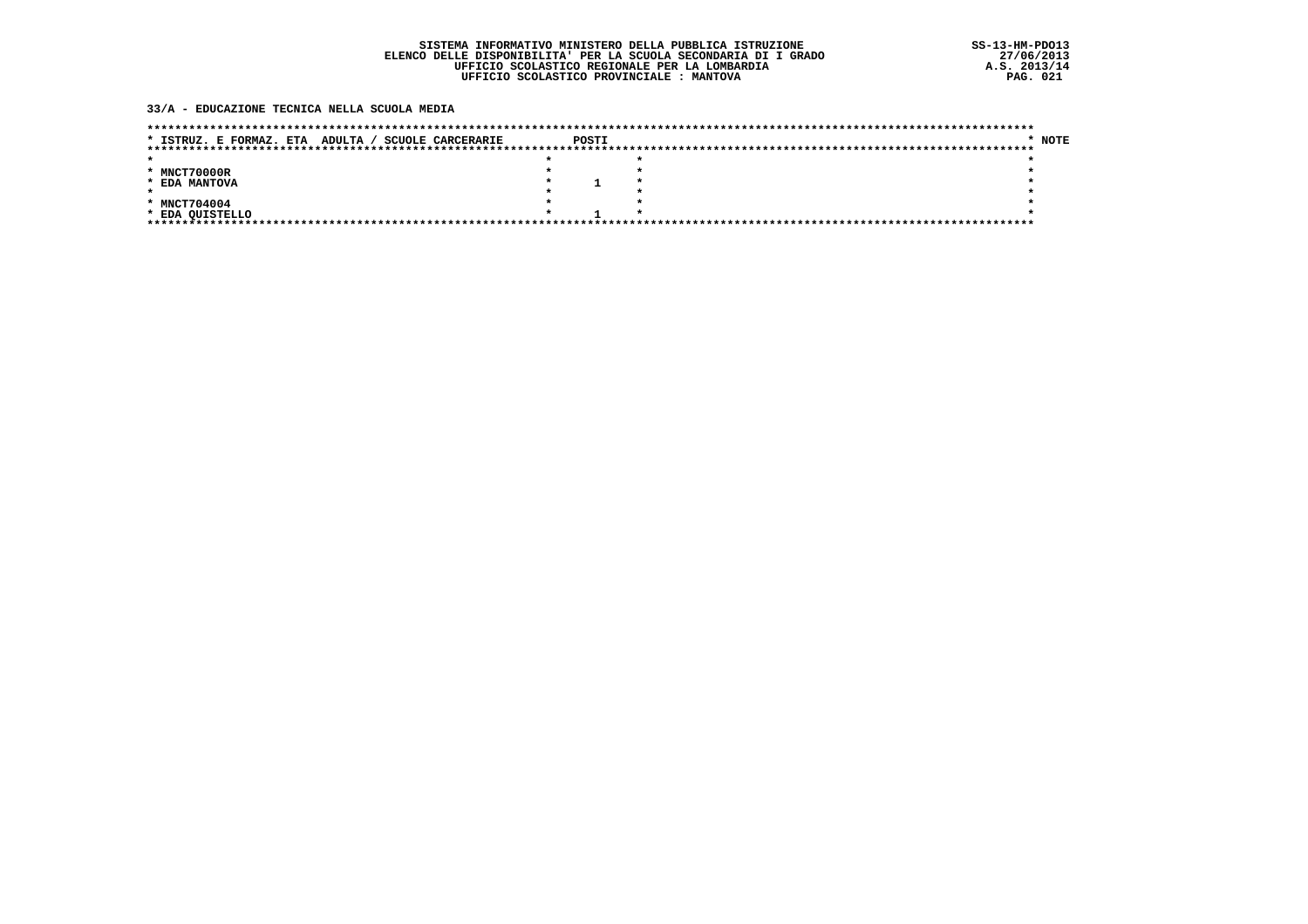SISTEMA INFORMATIVO MINISTERO DELLA PUBBLICA ISTRUZIONE
ELENCO DELLE DISPONIBILITA' PER LA SCUOLA SECONDARIA DI I GRADO
UFFICIO SCOLASTICO REGIONALE PER LA LOMBARDIA
UFFICIO SCOLASTICO PROVINCIALE : MANTOVA

SS-13-HM-PDO13
27/06/2013
A.S. 2013/14

## 33/A - EDUCAZIONE TECNICA NELLA SCUOLA MEDIA

| ISTRUZ. E FORMAZ. ETA ADULTA / SCUOLE CARCERARIE | POSTI | NOTE |
|---|---|---|
| MNCT70000R<br>EDA MANTOVA | 1 | |
| MNCT704004<br>EDA QUISTELLO | 1 | |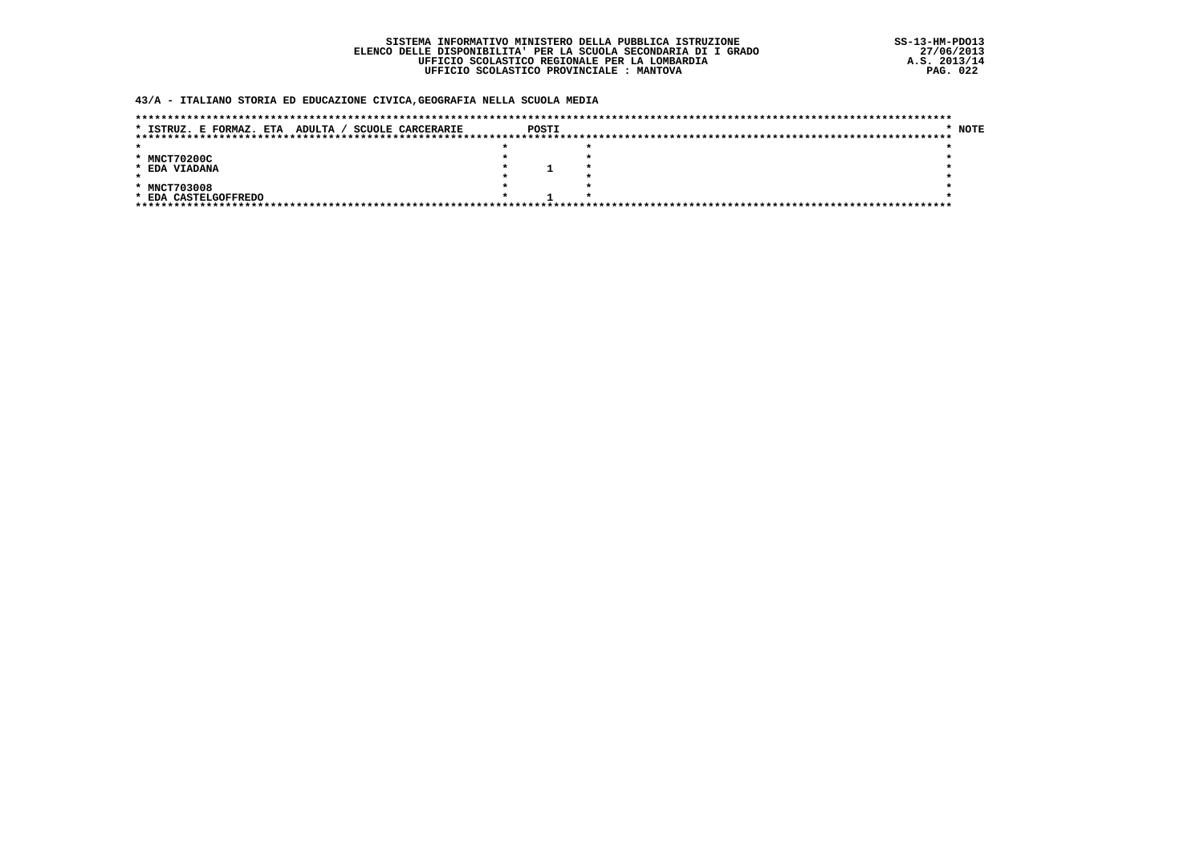SISTEMA INFORMATIVO MINISTERO DELLA PUBBLICA ISTRUZIONE
ELENCO DELLE DISPONIBILITA' PER LA SCUOLA SECONDARIA DI I GRADO
UFFICIO SCOLASTICO REGIONALE PER LA LOMBARDIA
UFFICIO SCOLASTICO PROVINCIALE : MANTOVA

SS-13-HM-PDO13
27/06/2013
A.S. 2013/14

## 43/A - ITALIANO STORIA ED EDUCAZIONE CIVICA,GEOGRAFIA NELLA SCUOLA MEDIA

| ISTRUZ. E FORMAZ. ETA ADULTA / SCUOLE CARCERARIE | POSTI | NOTE |
|---|---|---|
| MNCT70200C<br>EDA VIADANA | 1 | |
| MNCT703008<br>EDA CASTELGOFFREDO | 1 | |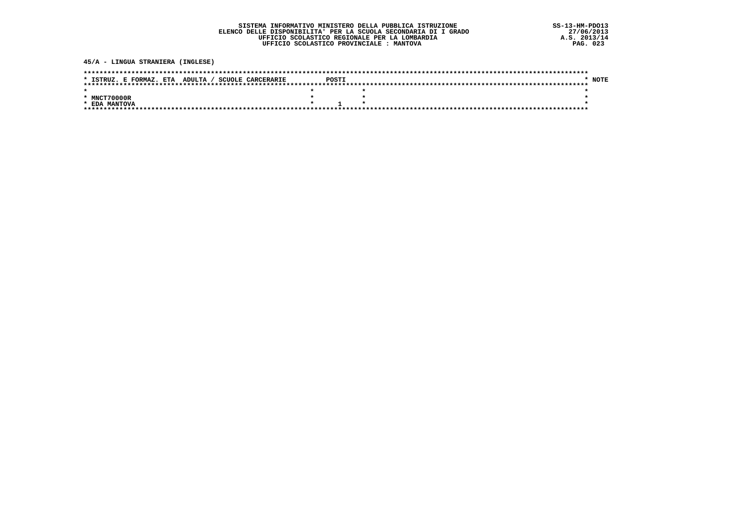SISTEMA INFORMATIVO MINISTERO DELLA PUBBLICA ISTRUZIONE
ELENCO DELLE DISPONIBILITA' PER LA SCUOLA SECONDARIA DI I GRADO
UFFICIO SCOLASTICO REGIONALE PER LA LOMBARDIA
UFFICIO SCOLASTICO PROVINCIALE : MANTOVA

SS-13-HM-PDO13
27/06/2013
A.S. 2013/14

**45/A - LINGUA STRANIERA (INGLESE)**

| ISTRUZ. E FORMAZ. ETA ADULTA / SCUOLE CARCERARIE | POSTI | NOTE |
|---|---|---|
| MNCT70000R<br>EDA MANTOVA | 1 | |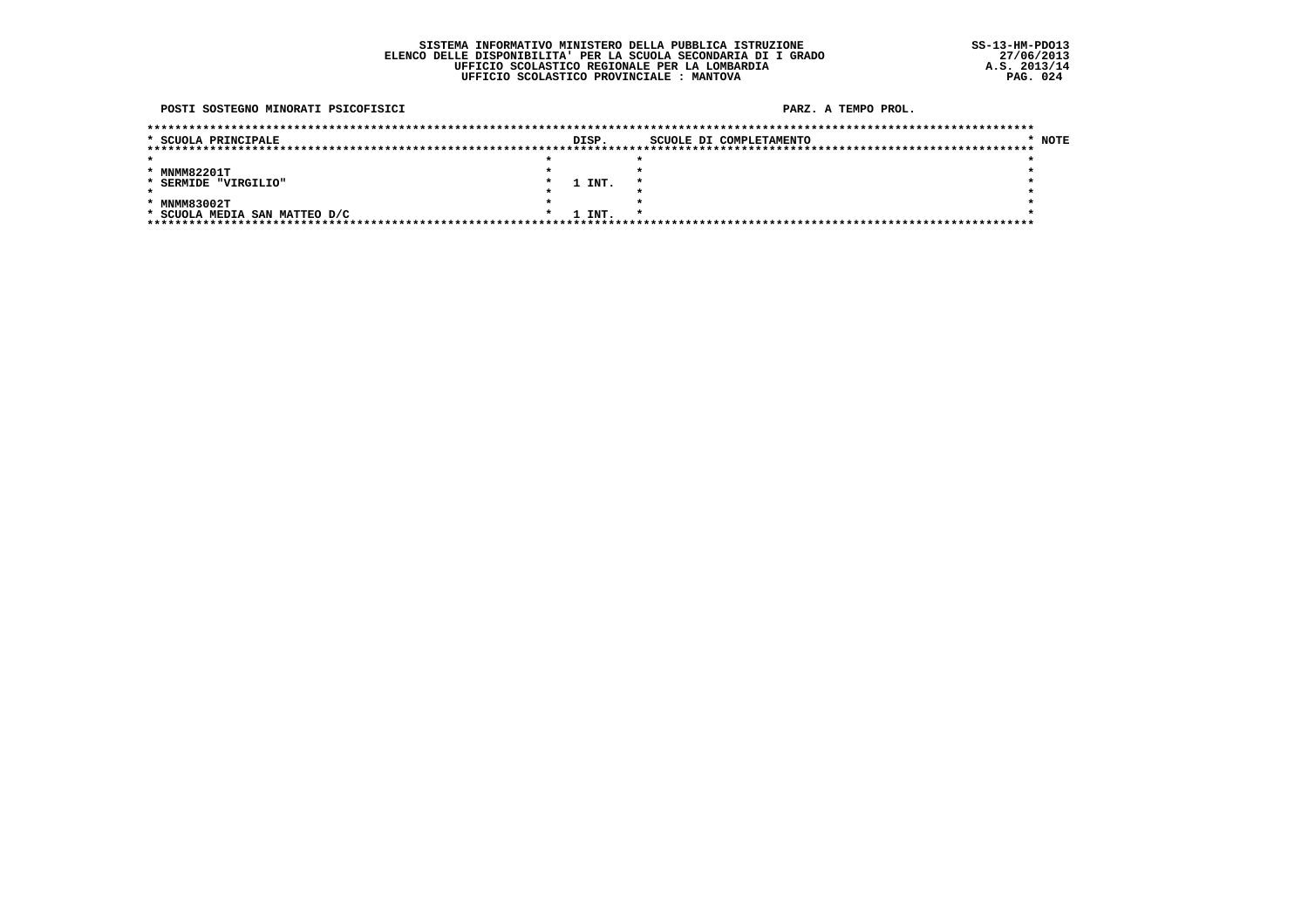SISTEMA INFORMATIVO MINISTERO DELLA PUBBLICA ISTRUZIONE
ELENCO DELLE DISPONIBILITA' PER LA SCUOLA SECONDARIA DI I GRADO
UFFICIO SCOLASTICO REGIONALE PER LA LOMBARDIA
UFFICIO SCOLASTICO PROVINCIALE : MANTOVA

SS-13-HM-PDO13
27/06/2013
A.S. 2013/14

**POSTI SOSTEGNO MINORATI PSICOFISICI** — **PARZ. A TEMPO PROL.**

| SCUOLA PRINCIPALE | DISP. | SCUOLE DI COMPLETAMENTO | NOTE |
|---|---|---|---|
| MNMM82201T SERMIDE "VIRGILIO" | 1 INT. | | |
| MNMM83002T SCUOLA MEDIA SAN MATTEO D/C | 1 INT. | | |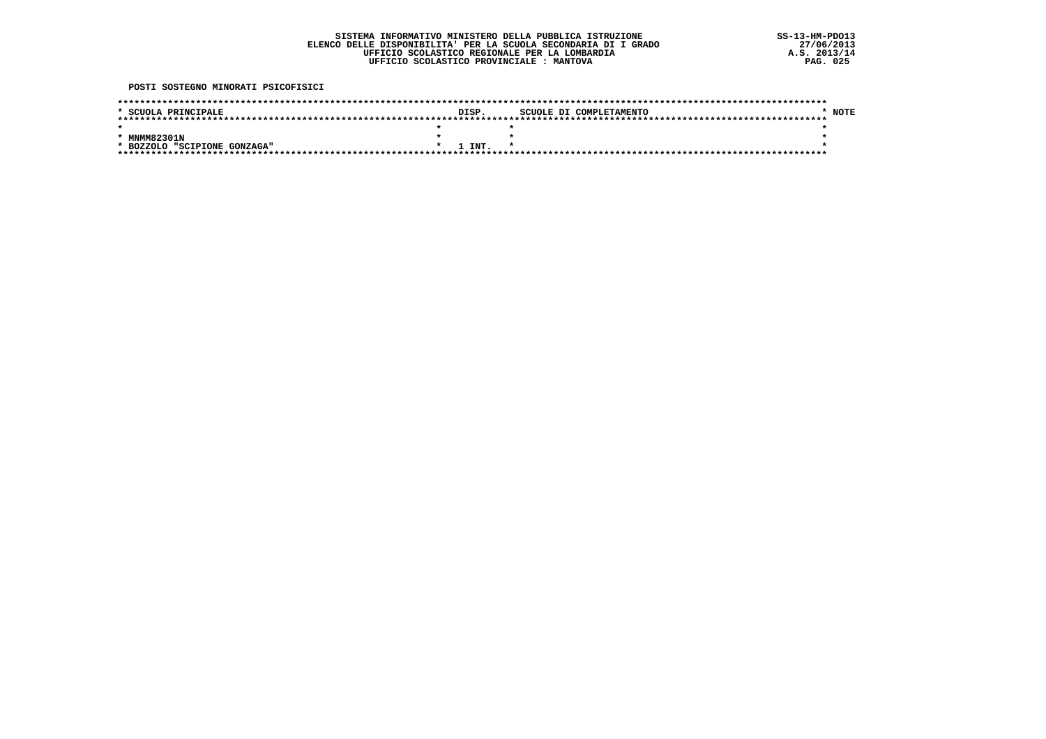**SISTEMA INFORMATIVO MINISTERO DELLA PUBBLICA ISTRUZIONE**
**ELENCO DELLE DISPONIBILITA' PER LA SCUOLA SECONDARIA DI I GRADO**
**UFFICIO SCOLASTICO REGIONALE PER LA LOMBARDIA**
**UFFICIO SCOLASTICO PROVINCIALE : MANTOVA**

SS-13-HM-PDO13
27/06/2013
A.S. 2013/14

**POSTI SOSTEGNO MINORATI PSICOFISICI**

| SCUOLA PRINCIPALE | DISP. | SCUOLE DI COMPLETAMENTO | NOTE |
|---|---|---|---|
| MNMM82301N<br>BOZZOLO "SCIPIONE GONZAGA" | 1 INT. | | |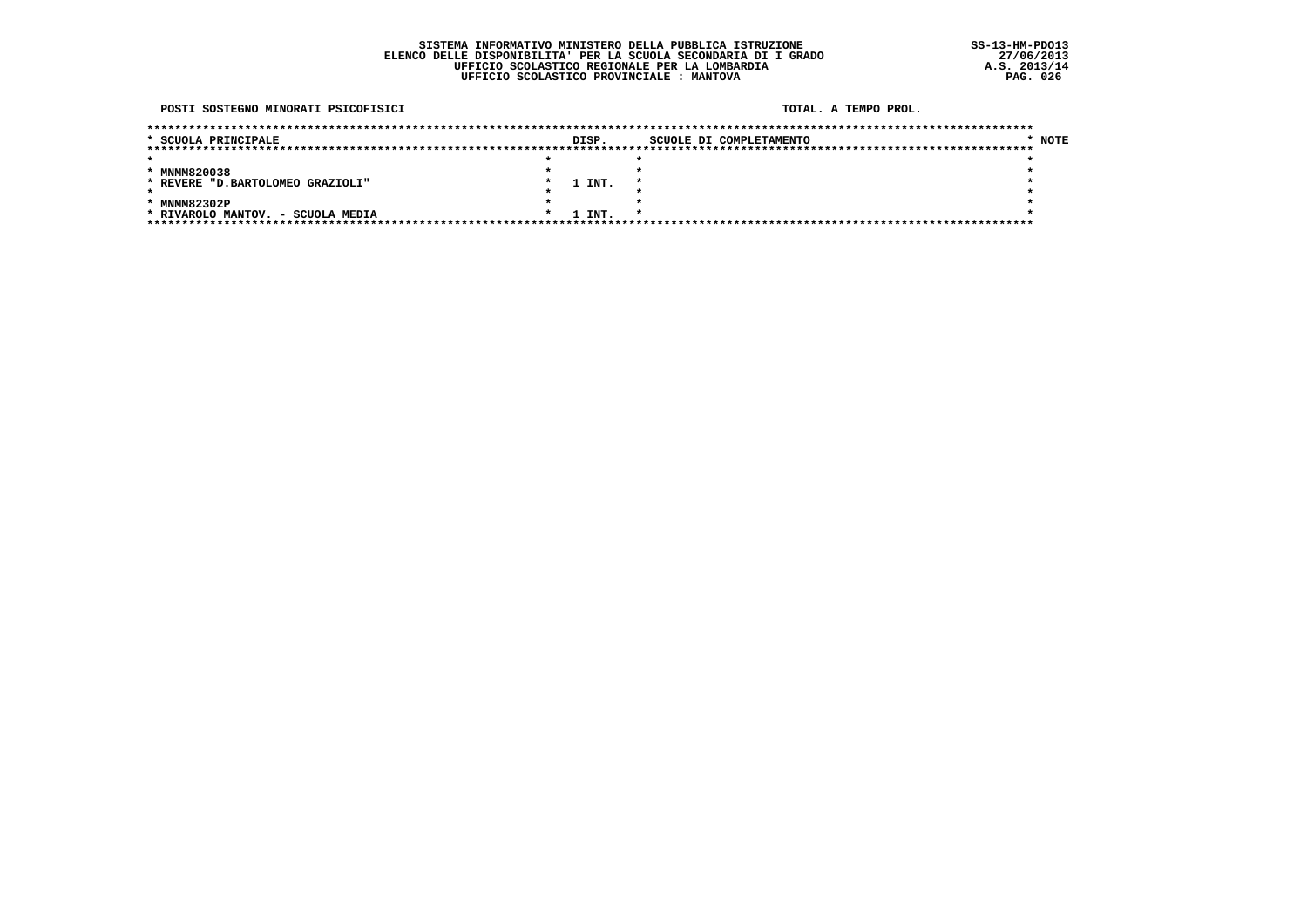**SISTEMA INFORMATIVO MINISTERO DELLA PUBBLICA ISTRUZIONE**
**ELENCO DELLE DISPONIBILITA' PER LA SCUOLA SECONDARIA DI I GRADO**
**UFFICIO SCOLASTICO REGIONALE PER LA LOMBARDIA**
**UFFICIO SCOLASTICO PROVINCIALE : MANTOVA**

SS-13-HM-PDO13
27/06/2013
A.S. 2013/14

**POSTI SOSTEGNO MINORATI PSICOFISICI** — **TOTAL. A TEMPO PROL.**

| SCUOLA PRINCIPALE | DISP. | SCUOLE DI COMPLETAMENTO | NOTE |
|---|---|---|---|
| MNMM820038<br>REVERE "D.BARTOLOMEO GRAZIOLI" | 1 INT. | | |
| MNMM82302P<br>RIVAROLO MANTOV. - SCUOLA MEDIA | 1 INT. | | |